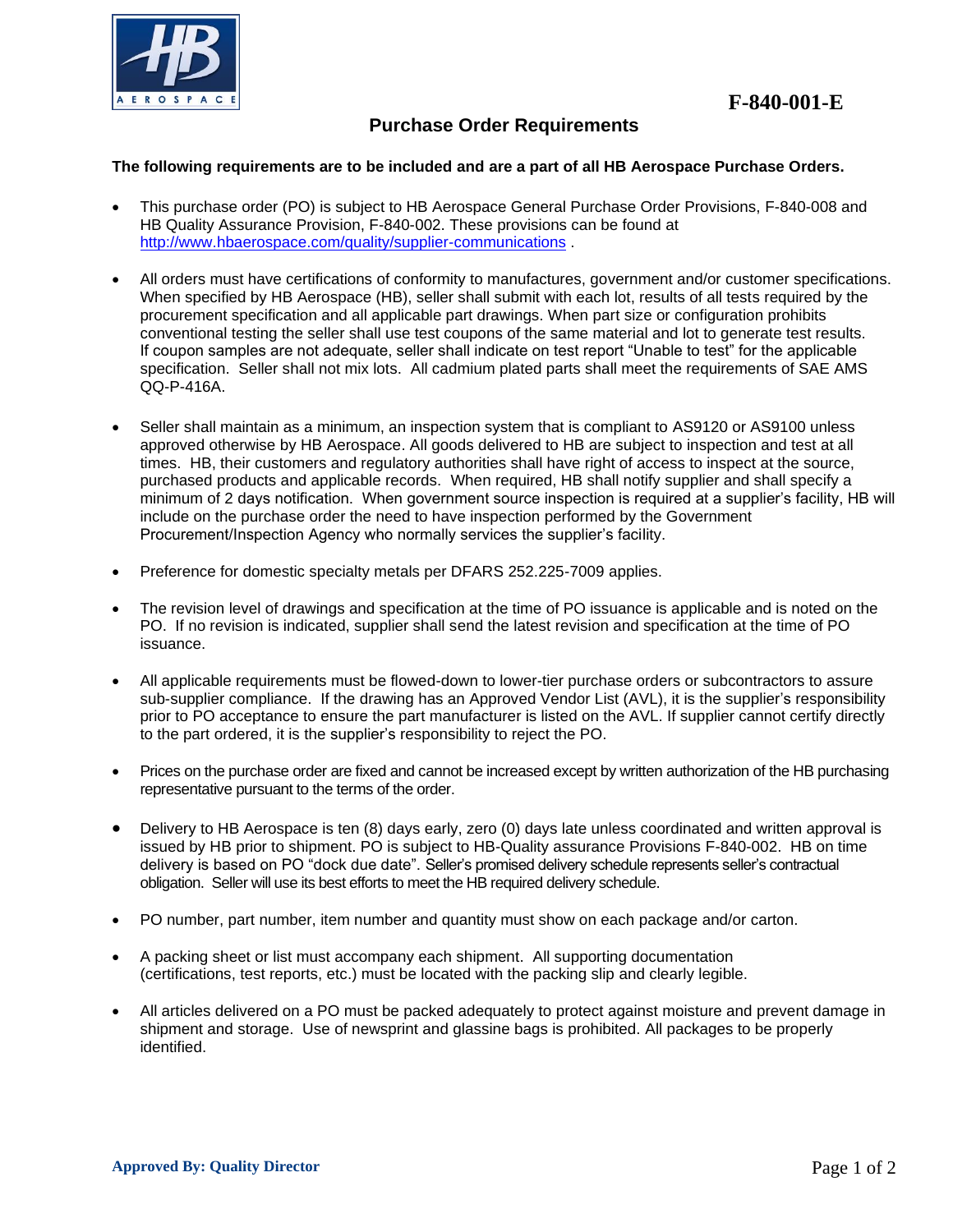F-840-001-E

# Purchase Order Requirements

**The following requirements are to be included and are a part of all HB Aerospace Purchase Orders.**

- This purchase order (PO) is subject to HB Aerospace General Purchase Order Provisions, F-840-008 and HB Quality Assurance Provision, F-840-002. These provisions can be found at http://www.hbaerospace.com/quality/supplier-communications .

- All orders must have certifications of conformity to manufactures, government and/or customer specifications. When specified by HB Aerospace (HB), seller shall submit with each lot, results of all tests required by the procurement specification and all applicable part drawings. When part size or configuration prohibits conventional testing the seller shall use test coupons of the same material and lot to generate test results. If coupon samples are not adequate, seller shall indicate on test report "Unable to test" for the applicable specification. Seller shall not mix lots. All cadmium plated parts shall meet the requirements of SAE AMS QQ-P-416A.

- Seller shall maintain as a minimum, an inspection system that is compliant to AS9120 or AS9100 unless approved otherwise by HB Aerospace. All goods delivered to HB are subject to inspection and test at all times. HB, their customers and regulatory authorities shall have right of access to inspect at the source, purchased products and applicable records. When required, HB shall notify supplier and shall specify a minimum of 2 days notification. When government source inspection is required at a supplier's facility, HB will include on the purchase order the need to have inspection performed by the Government Procurement/Inspection Agency who normally services the supplier's facility.

- Preference for domestic specialty metals per DFARS 252.225-7009 applies.

- The revision level of drawings and specification at the time of PO issuance is applicable and is noted on the PO. If no revision is indicated, supplier shall send the latest revision and specification at the time of PO issuance.

- All applicable requirements must be flowed-down to lower-tier purchase orders or subcontractors to assure sub-supplier compliance. If the drawing has an Approved Vendor List (AVL), it is the supplier's responsibility prior to PO acceptance to ensure the part manufacturer is listed on the AVL. If supplier cannot certify directly to the part ordered, it is the supplier's responsibility to reject the PO.

- Prices on the purchase order are fixed and cannot be increased except by written authorization of the HB purchasing representative pursuant to the terms of the order.

- Delivery to HB Aerospace is ten (8) days early, zero (0) days late unless coordinated and written approval is issued by HB prior to shipment. PO is subject to HB-Quality assurance Provisions F-840-002. HB on time delivery is based on PO "dock due date". Seller's promised delivery schedule represents seller's contractual obligation. Seller will use its best efforts to meet the HB required delivery schedule.

- PO number, part number, item number and quantity must show on each package and/or carton.

- A packing sheet or list must accompany each shipment. All supporting documentation (certifications, test reports, etc.) must be located with the packing slip and clearly legible.

- All articles delivered on a PO must be packed adequately to protect against moisture and prevent damage in shipment and storage. Use of newsprint and glassine bags is prohibited. All packages to be properly identified.

**Approved By: Quality Director**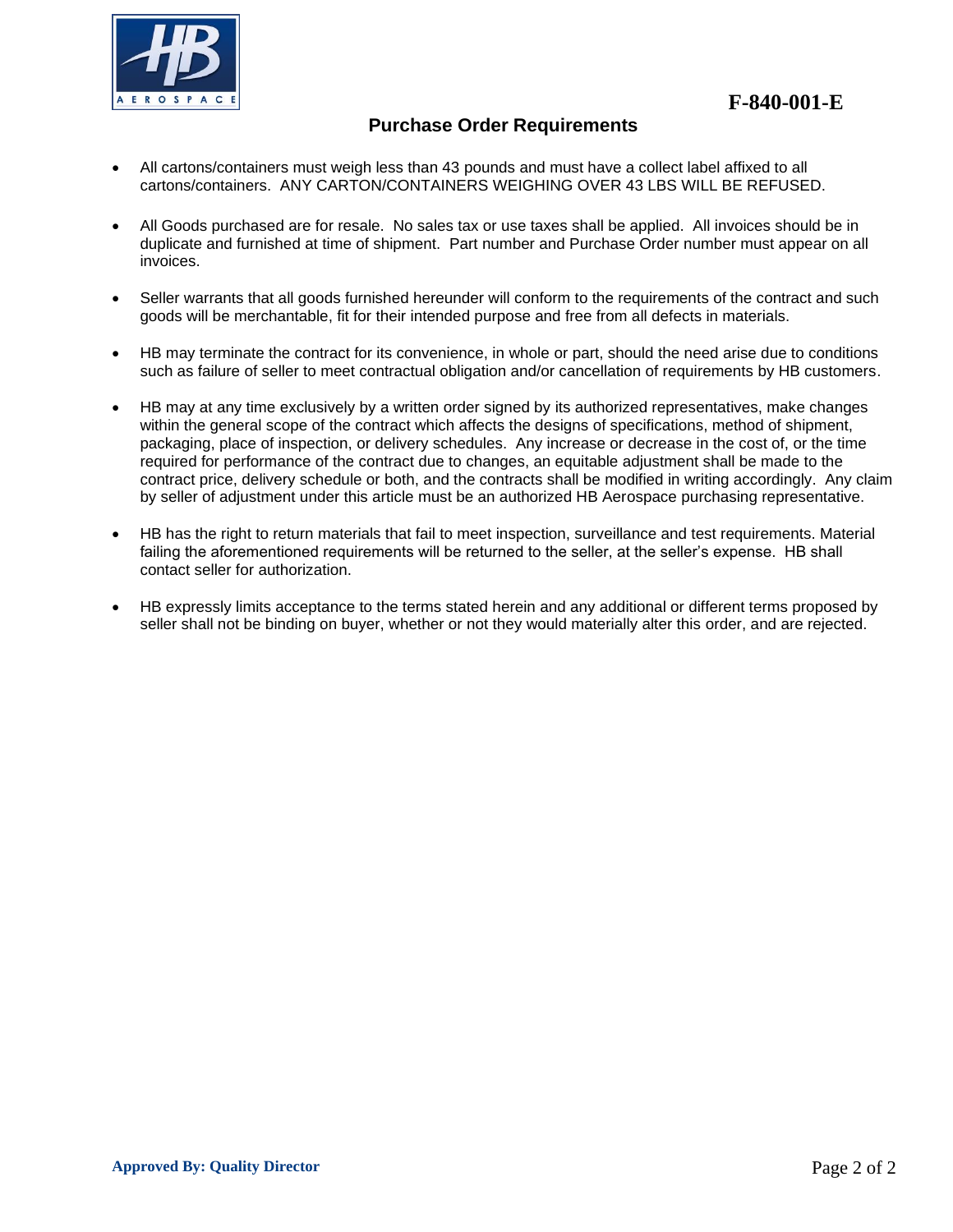F-840-001-E

## Purchase Order Requirements

- All cartons/containers must weigh less than 43 pounds and must have a collect label affixed to all cartons/containers. ANY CARTON/CONTAINERS WEIGHING OVER 43 LBS WILL BE REFUSED.

- All Goods purchased are for resale. No sales tax or use taxes shall be applied. All invoices should be in duplicate and furnished at time of shipment. Part number and Purchase Order number must appear on all invoices.

- Seller warrants that all goods furnished hereunder will conform to the requirements of the contract and such goods will be merchantable, fit for their intended purpose and free from all defects in materials.

- HB may terminate the contract for its convenience, in whole or part, should the need arise due to conditions such as failure of seller to meet contractual obligation and/or cancellation of requirements by HB customers.

- HB may at any time exclusively by a written order signed by its authorized representatives, make changes within the general scope of the contract which affects the designs of specifications, method of shipment, packaging, place of inspection, or delivery schedules. Any increase or decrease in the cost of, or the time required for performance of the contract due to changes, an equitable adjustment shall be made to the contract price, delivery schedule or both, and the contracts shall be modified in writing accordingly. Any claim by seller of adjustment under this article must be an authorized HB Aerospace purchasing representative.

- HB has the right to return materials that fail to meet inspection, surveillance and test requirements. Material failing the aforementioned requirements will be returned to the seller, at the seller's expense. HB shall contact seller for authorization.

- HB expressly limits acceptance to the terms stated herein and any additional or different terms proposed by seller shall not be binding on buyer, whether or not they would materially alter this order, and are rejected.

**Approved By: Quality Director**